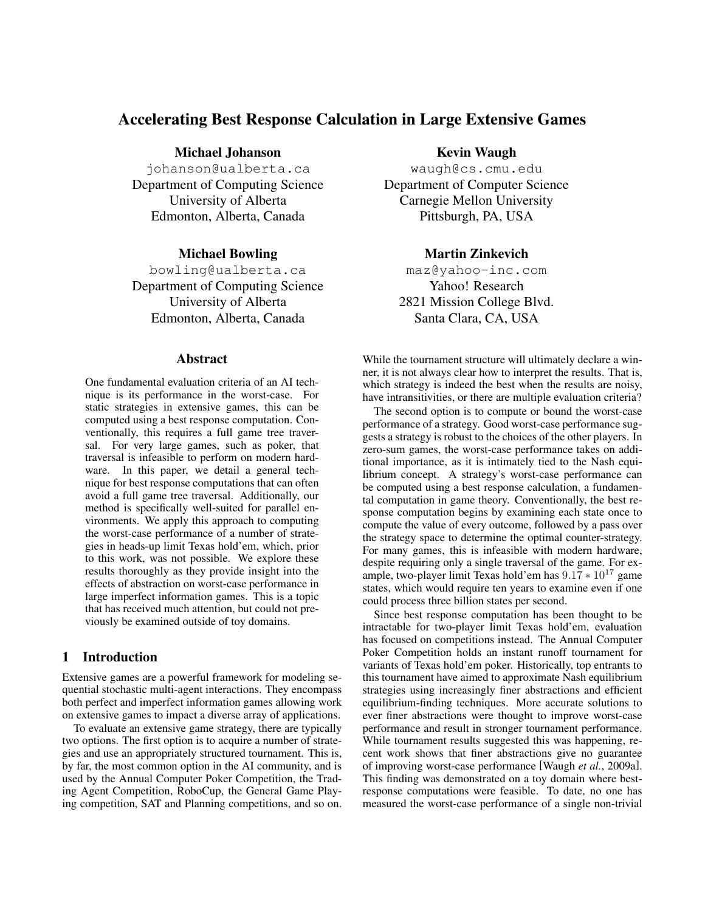# Accelerating Best Response Calculation in Large Extensive Games

**Michael Johanson**
johanson@ualberta.ca
Department of Computing Science
University of Alberta
Edmonton, Alberta, Canada

**Kevin Waugh**
waugh@cs.cmu.edu
Department of Computer Science
Carnegie Mellon University
Pittsburgh, PA, USA

**Michael Bowling**
bowling@ualberta.ca
Department of Computing Science
University of Alberta
Edmonton, Alberta, Canada

**Martin Zinkevich**
maz@yahoo-inc.com
Yahoo! Research
2821 Mission College Blvd.
Santa Clara, CA, USA

## Abstract

One fundamental evaluation criteria of an AI technique is its performance in the worst-case. For static strategies in extensive games, this can be computed using a best response computation. Conventionally, this requires a full game tree traversal. For very large games, such as poker, that traversal is infeasible to perform on modern hardware. In this paper, we detail a general technique for best response computations that can often avoid a full game tree traversal. Additionally, our method is specifically well-suited for parallel environments. We apply this approach to computing the worst-case performance of a number of strategies in heads-up limit Texas hold'em, which, prior to this work, was not possible. We explore these results thoroughly as they provide insight into the effects of abstraction on worst-case performance in large imperfect information games. This is a topic that has received much attention, but could not previously be examined outside of toy domains.

## 1 Introduction

Extensive games are a powerful framework for modeling sequential stochastic multi-agent interactions. They encompass both perfect and imperfect information games allowing work on extensive games to impact a diverse array of applications.

To evaluate an extensive game strategy, there are typically two options. The first option is to acquire a number of strategies and use an appropriately structured tournament. This is, by far, the most common option in the AI community, and is used by the Annual Computer Poker Competition, the Trading Agent Competition, RoboCup, the General Game Playing competition, SAT and Planning competitions, and so on. While the tournament structure will ultimately declare a winner, it is not always clear how to interpret the results. That is, which strategy is indeed the best when the results are noisy, have intransitivities, or there are multiple evaluation criteria?

The second option is to compute or bound the worst-case performance of a strategy. Good worst-case performance suggests a strategy is robust to the choices of the other players. In zero-sum games, the worst-case performance takes on additional importance, as it is intimately tied to the Nash equilibrium concept. A strategy's worst-case performance can be computed using a best response calculation, a fundamental computation in game theory. Conventionally, the best response computation begins by examining each state once to compute the value of every outcome, followed by a pass over the strategy space to determine the optimal counter-strategy. For many games, this is infeasible with modern hardware, despite requiring only a single traversal of the game. For example, two-player limit Texas hold'em has $9.17 * 10^{17}$ game states, which would require ten years to examine even if one could process three billion states per second.

Since best response computation has been thought to be intractable for two-player limit Texas hold'em, evaluation has focused on competitions instead. The Annual Computer Poker Competition holds an instant runoff tournament for variants of Texas hold'em poker. Historically, top entrants to this tournament have aimed to approximate Nash equilibrium strategies using increasingly finer abstractions and efficient equilibrium-finding techniques. More accurate solutions to ever finer abstractions were thought to improve worst-case performance and result in stronger tournament performance. While tournament results suggested this was happening, recent work shows that finer abstractions give no guarantee of improving worst-case performance [Waugh *et al.*, 2009a]. This finding was demonstrated on a toy domain where best-response computations were feasible. To date, no one has measured the worst-case performance of a single non-trivial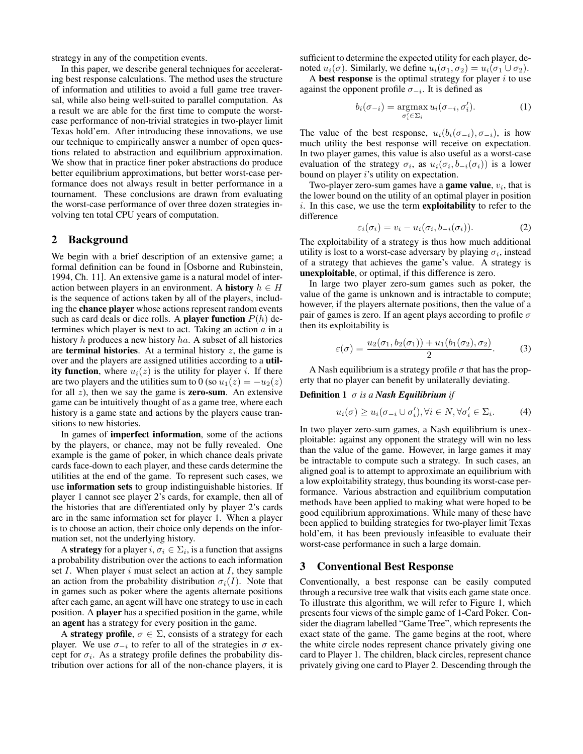strategy in any of the competition events.

In this paper, we describe general techniques for accelerating best response calculations. The method uses the structure of information and utilities to avoid a full game tree traversal, while also being well-suited to parallel computation. As a result we are able for the first time to compute the worst-case performance of non-trivial strategies in two-player limit Texas hold'em. After introducing these innovations, we use our technique to empirically answer a number of open questions related to abstraction and equilibrium approximation. We show that in practice finer poker abstractions do produce better equilibrium approximations, but better worst-case performance does not always result in better performance in a tournament. These conclusions are drawn from evaluating the worst-case performance of over three dozen strategies involving ten total CPU years of computation.

## 2 Background

We begin with a brief description of an extensive game; a formal definition can be found in [Osborne and Rubinstein, 1994, Ch. 11]. An extensive game is a natural model of interaction between players in an environment. A **history** $h \in H$ is the sequence of actions taken by all of the players, including the **chance player** whose actions represent random events such as card deals or dice rolls. A **player function** $P(h)$ determines which player is next to act. Taking an action $a$ in a history $h$ produces a new history $ha$. A subset of all histories are **terminal histories**. At a terminal history $z$, the game is over and the players are assigned utilities according to a **utility function**, where $u_i(z)$ is the utility for player $i$. If there are two players and the utilities sum to 0 (so $u_1(z) = -u_2(z)$ for all $z$), then we say the game is **zero-sum**. An extensive game can be intuitively thought of as a game tree, where each history is a game state and actions by the players cause transitions to new histories.

In games of **imperfect information**, some of the actions by the players, or chance, may not be fully revealed. One example is the game of poker, in which chance deals private cards face-down to each player, and these cards determine the utilities at the end of the game. To represent such cases, we use **information sets** to group indistinguishable histories. If player 1 cannot see player 2's cards, for example, then all of the histories that are differentiated only by player 2's cards are in the same information set for player 1. When a player is to choose an action, their choice only depends on the information set, not the underlying history.

A **strategy** for a player $i$, $\sigma_i \in \Sigma_i$, is a function that assigns a probability distribution over the actions to each information set $I$. When player $i$ must select an action at $I$, they sample an action from the probability distribution $\sigma_i(I)$. Note that in games such as poker where the agents alternate positions after each game, an agent will have one strategy to use in each position. A **player** has a specified position in the game, while an **agent** has a strategy for every position in the game.

A **strategy profile**, $\sigma \in \Sigma$, consists of a strategy for each player. We use $\sigma_{-i}$ to refer to all of the strategies in $\sigma$ except for $\sigma_i$. As a strategy profile defines the probability distribution over actions for all of the non-chance players, it is sufficient to determine the expected utility for each player, denoted $u_i(\sigma)$. Similarly, we define $u_i(\sigma_1, \sigma_2) = u_i(\sigma_1 \cup \sigma_2)$.

A **best response** is the optimal strategy for player $i$ to use against the opponent profile $\sigma_{-i}$. It is defined as

$$b_i(\sigma_{-i}) = \operatorname*{argmax}_{\sigma'_i \in \Sigma_i} u_i(\sigma_{-i}, \sigma'_i). \tag{1}$$

The value of the best response, $u_i(b_i(\sigma_{-i}), \sigma_{-i})$, is how much utility the best response will receive on expectation. In two player games, this value is also useful as a worst-case evaluation of the strategy $\sigma_i$, as $u_i(\sigma_i, b_{-i}(\sigma_i))$ is a lower bound on player $i$'s utility on expectation.

Two-player zero-sum games have a **game value**, $v_i$, that is the lower bound on the utility of an optimal player in position $i$. In this case, we use the term **exploitability** to refer to the difference

$$\varepsilon_i(\sigma_i) = v_i - u_i(\sigma_i, b_{-i}(\sigma_i)). \tag{2}$$

The exploitability of a strategy is thus how much additional utility is lost to a worst-case adversary by playing $\sigma_i$, instead of a strategy that achieves the game's value. A strategy is **unexploitable**, or optimal, if this difference is zero.

In large two player zero-sum games such as poker, the value of the game is unknown and is intractable to compute; however, if the players alternate positions, then the value of a pair of games is zero. If an agent plays according to profile $\sigma$ then its exploitability is

$$\varepsilon(\sigma) = \frac{u_2(\sigma_1, b_2(\sigma_1)) + u_1(b_1(\sigma_2), \sigma_2)}{2}. \tag{3}$$

A Nash equilibrium is a strategy profile $\sigma$ that has the property that no player can benefit by unilaterally deviating.

**Definition 1** *$\sigma$ is a **Nash Equilibrium** if*

$$u_i(\sigma) \geq u_i(\sigma_{-i} \cup \sigma'_i), \forall i \in N, \forall \sigma'_i \in \Sigma_i. \tag{4}$$

In two player zero-sum games, a Nash equilibrium is unexploitable: against any opponent the strategy will win no less than the value of the game. However, in large games it may be intractable to compute such a strategy. In such cases, an aligned goal is to attempt to approximate an equilibrium with a low exploitability strategy, thus bounding its worst-case performance. Various abstraction and equilibrium computation methods have been applied to making what were hoped to be good equilibrium approximations. While many of these have been applied to building strategies for two-player limit Texas hold'em, it has been previously infeasible to evaluate their worst-case performance in such a large domain.

## 3 Conventional Best Response

Conventionally, a best response can be easily computed through a recursive tree walk that visits each game state once. To illustrate this algorithm, we will refer to Figure 1, which presents four views of the simple game of 1-Card Poker. Consider the diagram labelled "Game Tree", which represents the exact state of the game. The game begins at the root, where the white circle nodes represent chance privately giving one card to Player 1. The children, black circles, represent chance privately giving one card to Player 2. Descending through the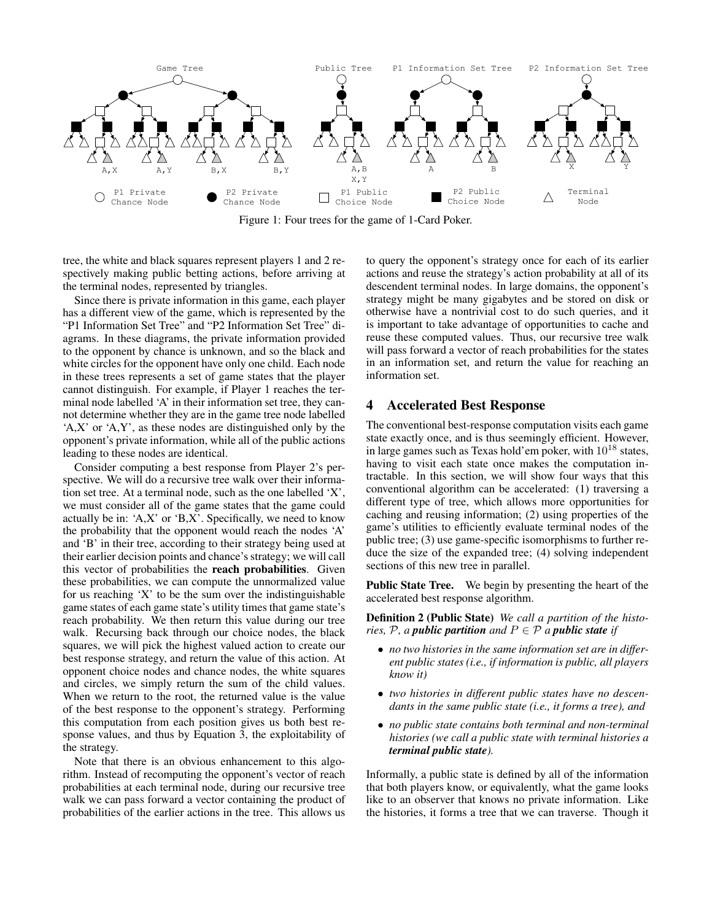Figure 1: Four trees for the game of 1-Card Poker.

tree, the white and black squares represent players 1 and 2 respectively making public betting actions, before arriving at the terminal nodes, represented by triangles.

Since there is private information in this game, each player has a different view of the game, which is represented by the "P1 Information Set Tree" and "P2 Information Set Tree" diagrams. In these diagrams, the private information provided to the opponent by chance is unknown, and so the black and white circles for the opponent have only one child. Each node in these trees represents a set of game states that the player cannot distinguish. For example, if Player 1 reaches the terminal node labelled 'A' in their information set tree, they cannot determine whether they are in the game tree node labelled 'A,X' or 'A,Y', as these nodes are distinguished only by the opponent's private information, while all of the public actions leading to these nodes are identical.

Consider computing a best response from Player 2's perspective. We will do a recursive tree walk over their information set tree. At a terminal node, such as the one labelled 'X', we must consider all of the game states that the game could actually be in: 'A,X' or 'B,X'. Specifically, we need to know the probability that the opponent would reach the nodes 'A' and 'B' in their tree, according to their strategy being used at their earlier decision points and chance's strategy; we will call this vector of probabilities the **reach probabilities**. Given these probabilities, we can compute the unnormalized value for us reaching 'X' to be the sum over the indistinguishable game states of each game state's utility times that game state's reach probability. We then return this value during our tree walk. Recursing back through our choice nodes, the black squares, we will pick the highest valued action to create our best response strategy, and return the value of this action. At opponent choice nodes and chance nodes, the white squares and circles, we simply return the sum of the child values. When we return to the root, the returned value is the value of the best response to the opponent's strategy. Performing this computation from each position gives us both best response values, and thus by Equation 3, the exploitability of the strategy.

Note that there is an obvious enhancement to this algorithm. Instead of recomputing the opponent's vector of reach probabilities at each terminal node, during our recursive tree walk we can pass forward a vector containing the product of probabilities of the earlier actions in the tree. This allows us to query the opponent's strategy once for each of its earlier actions and reuse the strategy's action probability at all of its descendent terminal nodes. In large domains, the opponent's strategy might be many gigabytes and be stored on disk or otherwise have a nontrivial cost to do such queries, and it is important to take advantage of opportunities to cache and reuse these computed values. Thus, our recursive tree walk will pass forward a vector of reach probabilities for the states in an information set, and return the value for reaching an information set.

## 4 Accelerated Best Response

The conventional best-response computation visits each game state exactly once, and is thus seemingly efficient. However, in large games such as Texas hold'em poker, with $10^{18}$ states, having to visit each state once makes the computation intractable. In this section, we will show four ways that this conventional algorithm can be accelerated: (1) traversing a different type of tree, which allows more opportunities for caching and reusing information; (2) using properties of the game's utilities to efficiently evaluate terminal nodes of the public tree; (3) use game-specific isomorphisms to further reduce the size of the expanded tree; (4) solving independent sections of this new tree in parallel.

**Public State Tree.** We begin by presenting the heart of the accelerated best response algorithm.

**Definition 2 (Public State)** *We call a partition of the histories, $\mathcal{P}$, a **public partition** and $P \in \mathcal{P}$ a **public state** if*

- *no two histories in the same information set are in different public states (i.e., if information is public, all players know it)*
- *two histories in different public states have no descendants in the same public state (i.e., it forms a tree), and*
- *no public state contains both terminal and non-terminal histories (we call a public state with terminal histories a **terminal public state**).*

Informally, a public state is defined by all of the information that both players know, or equivalently, what the game looks like to an observer that knows no private information. Like the histories, it forms a tree that we can traverse. Though it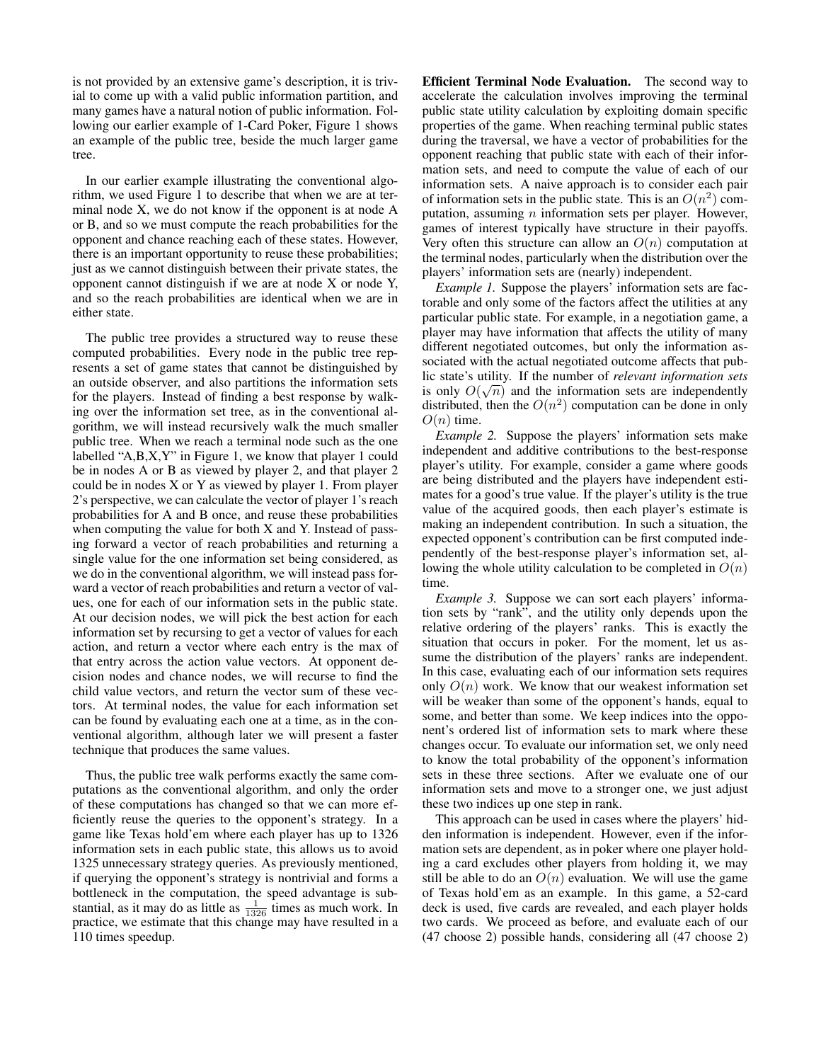is not provided by an extensive game's description, it is trivial to come up with a valid public information partition, and many games have a natural notion of public information. Following our earlier example of 1-Card Poker, Figure 1 shows an example of the public tree, beside the much larger game tree.

In our earlier example illustrating the conventional algorithm, we used Figure 1 to describe that when we are at terminal node X, we do not know if the opponent is at node A or B, and so we must compute the reach probabilities for the opponent and chance reaching each of these states. However, there is an important opportunity to reuse these probabilities; just as we cannot distinguish between their private states, the opponent cannot distinguish if we are at node X or node Y, and so the reach probabilities are identical when we are in either state.

The public tree provides a structured way to reuse these computed probabilities. Every node in the public tree represents a set of game states that cannot be distinguished by an outside observer, and also partitions the information sets for the players. Instead of finding a best response by walking over the information set tree, as in the conventional algorithm, we will instead recursively walk the much smaller public tree. When we reach a terminal node such as the one labelled "A,B,X,Y" in Figure 1, we know that player 1 could be in nodes A or B as viewed by player 2, and that player 2 could be in nodes X or Y as viewed by player 1. From player 2's perspective, we can calculate the vector of player 1's reach probabilities for A and B once, and reuse these probabilities when computing the value for both X and Y. Instead of passing forward a vector of reach probabilities and returning a single value for the one information set being considered, as we do in the conventional algorithm, we will instead pass forward a vector of reach probabilities and return a vector of values, one for each of our information sets in the public state. At our decision nodes, we will pick the best action for each information set by recursing to get a vector of values for each action, and return a vector where each entry is the max of that entry across the action value vectors. At opponent decision nodes and chance nodes, we will recurse to find the child value vectors, and return the vector sum of these vectors. At terminal nodes, the value for each information set can be found by evaluating each one at a time, as in the conventional algorithm, although later we will present a faster technique that produces the same values.

Thus, the public tree walk performs exactly the same computations as the conventional algorithm, and only the order of these computations has changed so that we can more efficiently reuse the queries to the opponent's strategy. In a game like Texas hold'em where each player has up to 1326 information sets in each public state, this allows us to avoid 1325 unnecessary strategy queries. As previously mentioned, if querying the opponent's strategy is nontrivial and forms a bottleneck in the computation, the speed advantage is substantial, as it may do as little as $\frac{1}{1326}$ times as much work. In practice, we estimate that this change may have resulted in a 110 times speedup.

**Efficient Terminal Node Evaluation.** The second way to accelerate the calculation involves improving the terminal public state utility calculation by exploiting domain specific properties of the game. When reaching terminal public states during the traversal, we have a vector of probabilities for the opponent reaching that public state with each of their information sets, and need to compute the value of each of our information sets. A naive approach is to consider each pair of information sets in the public state. This is an $O(n^2)$ computation, assuming $n$ information sets per player. However, games of interest typically have structure in their payoffs. Very often this structure can allow an $O(n)$ computation at the terminal nodes, particularly when the distribution over the players' information sets are (nearly) independent.

*Example 1.* Suppose the players' information sets are factorable and only some of the factors affect the utilities at any particular public state. For example, in a negotiation game, a player may have information that affects the utility of many different negotiated outcomes, but only the information associated with the actual negotiated outcome affects that public state's utility. If the number of *relevant information sets* is only $O(\sqrt{n})$ and the information sets are independently distributed, then the $O(n^2)$ computation can be done in only $O(n)$ time.

*Example 2.* Suppose the players' information sets make independent and additive contributions to the best-response player's utility. For example, consider a game where goods are being distributed and the players have independent estimates for a good's true value. If the player's utility is the true value of the acquired goods, then each player's estimate is making an independent contribution. In such a situation, the expected opponent's contribution can be first computed independently of the best-response player's information set, allowing the whole utility calculation to be completed in $O(n)$ time.

*Example 3.* Suppose we can sort each players' information sets by "rank", and the utility only depends upon the relative ordering of the players' ranks. This is exactly the situation that occurs in poker. For the moment, let us assume the distribution of the players' ranks are independent. In this case, evaluating each of our information sets requires only $O(n)$ work. We know that our weakest information set will be weaker than some of the opponent's hands, equal to some, and better than some. We keep indices into the opponent's ordered list of information sets to mark where these changes occur. To evaluate our information set, we only need to know the total probability of the opponent's information sets in these three sections. After we evaluate one of our information sets and move to a stronger one, we just adjust these two indices up one step in rank.

This approach can be used in cases where the players' hidden information is independent. However, even if the information sets are dependent, as in poker where one player holding a card excludes other players from holding it, we may still be able to do an $O(n)$ evaluation. We will use the game of Texas hold'em as an example. In this game, a 52-card deck is used, five cards are revealed, and each player holds two cards. We proceed as before, and evaluate each of our (47 choose 2) possible hands, considering all (47 choose 2)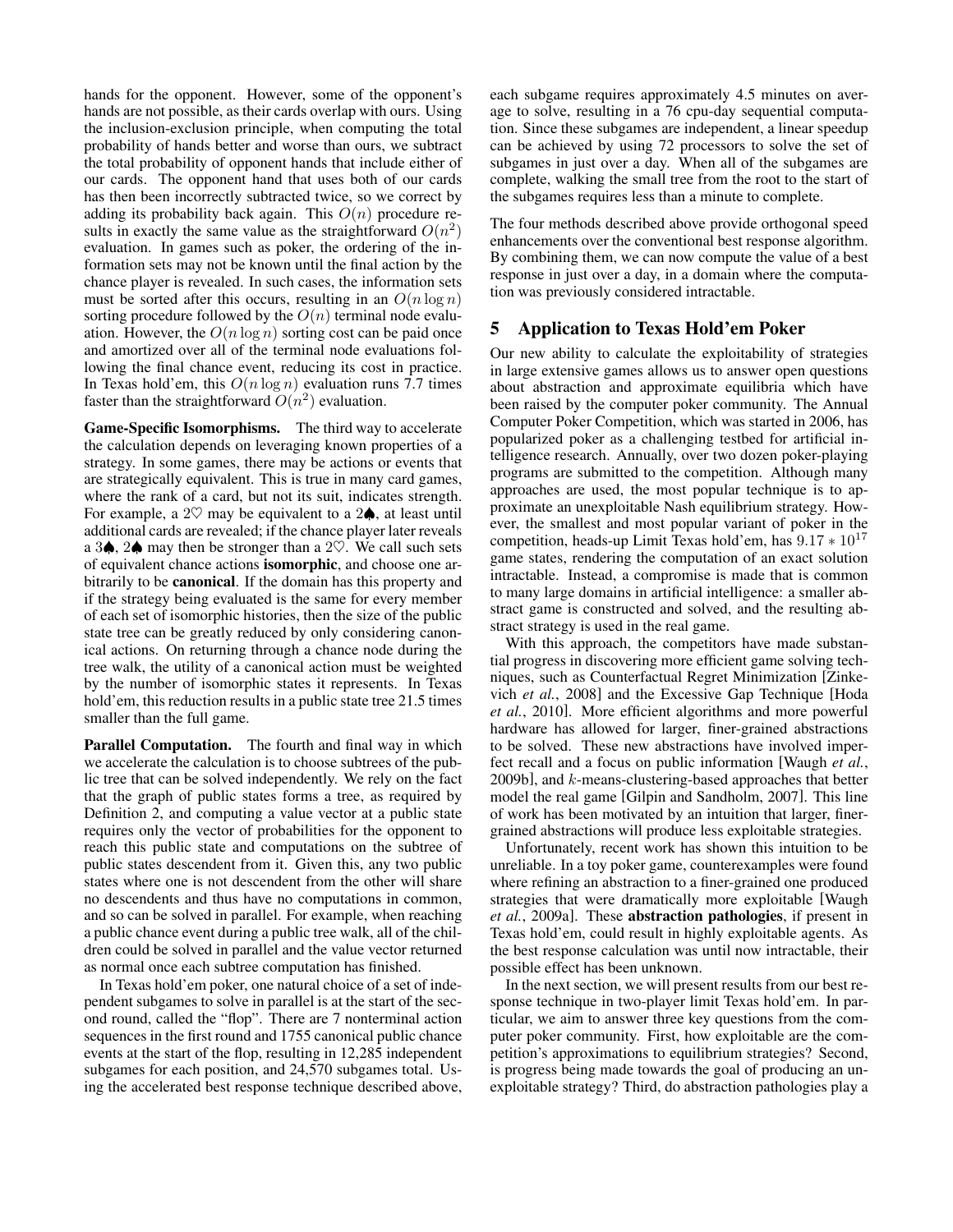hands for the opponent. However, some of the opponent's hands are not possible, as their cards overlap with ours. Using the inclusion-exclusion principle, when computing the total probability of hands better and worse than ours, we subtract the total probability of opponent hands that include either of our cards. The opponent hand that uses both of our cards has then been incorrectly subtracted twice, so we correct by adding its probability back again. This $O(n)$ procedure results in exactly the same value as the straightforward $O(n^2)$ evaluation. In games such as poker, the ordering of the information sets may not be known until the final action by the chance player is revealed. In such cases, the information sets must be sorted after this occurs, resulting in an $O(n \log n)$ sorting procedure followed by the $O(n)$ terminal node evaluation. However, the $O(n \log n)$ sorting cost can be paid once and amortized over all of the terminal node evaluations following the final chance event, reducing its cost in practice. In Texas hold'em, this $O(n \log n)$ evaluation runs 7.7 times faster than the straightforward $O(n^2)$ evaluation.

**Game-Specific Isomorphisms.** The third way to accelerate the calculation depends on leveraging known properties of a strategy. In some games, there may be actions or events that are strategically equivalent. This is true in many card games, where the rank of a card, but not its suit, indicates strength. For example, a 2♡ may be equivalent to a 2♠, at least until additional cards are revealed; if the chance player later reveals a 3♠, 2♠ may then be stronger than a 2♡. We call such sets of equivalent chance actions **isomorphic**, and choose one arbitrarily to be **canonical**. If the domain has this property and if the strategy being evaluated is the same for every member of each set of isomorphic histories, then the size of the public state tree can be greatly reduced by only considering canonical actions. On returning through a chance node during the tree walk, the utility of a canonical action must be weighted by the number of isomorphic states it represents. In Texas hold'em, this reduction results in a public state tree 21.5 times smaller than the full game.

**Parallel Computation.** The fourth and final way in which we accelerate the calculation is to choose subtrees of the public tree that can be solved independently. We rely on the fact that the graph of public states forms a tree, as required by Definition 2, and computing a value vector at a public state requires only the vector of probabilities for the opponent to reach this public state and computations on the subtree of public states descendent from it. Given this, any two public states where one is not descendent from the other will share no descendents and thus have no computations in common, and so can be solved in parallel. For example, when reaching a public chance event during a public tree walk, all of the children could be solved in parallel and the value vector returned as normal once each subtree computation has finished.

In Texas hold'em poker, one natural choice of a set of independent subgames to solve in parallel is at the start of the second round, called the "flop". There are 7 nonterminal action sequences in the first round and 1755 canonical public chance events at the start of the flop, resulting in 12,285 independent subgames for each position, and 24,570 subgames total. Using the accelerated best response technique described above, each subgame requires approximately 4.5 minutes on average to solve, resulting in a 76 cpu-day sequential computation. Since these subgames are independent, a linear speedup can be achieved by using 72 processors to solve the set of subgames in just over a day. When all of the subgames are complete, walking the small tree from the root to the start of the subgames requires less than a minute to complete.

The four methods described above provide orthogonal speed enhancements over the conventional best response algorithm. By combining them, we can now compute the value of a best response in just over a day, in a domain where the computation was previously considered intractable.

## 5 Application to Texas Hold'em Poker

Our new ability to calculate the exploitability of strategies in large extensive games allows us to answer open questions about abstraction and approximate equilibria which have been raised by the computer poker community. The Annual Computer Poker Competition, which was started in 2006, has popularized poker as a challenging testbed for artificial intelligence research. Annually, over two dozen poker-playing programs are submitted to the competition. Although many approaches are used, the most popular technique is to approximate an unexploitable Nash equilibrium strategy. However, the smallest and most popular variant of poker in the competition, heads-up Limit Texas hold'em, has $9.17 * 10^{17}$ game states, rendering the computation of an exact solution intractable. Instead, a compromise is made that is common to many large domains in artificial intelligence: a smaller abstract game is constructed and solved, and the resulting abstract strategy is used in the real game.

With this approach, the competitors have made substantial progress in discovering more efficient game solving techniques, such as Counterfactual Regret Minimization [Zinkevich *et al.*, 2008] and the Excessive Gap Technique [Hoda *et al.*, 2010]. More efficient algorithms and more powerful hardware has allowed for larger, finer-grained abstractions to be solved. These new abstractions have involved imperfect recall and a focus on public information [Waugh *et al.*, 2009b], and $k$-means-clustering-based approaches that better model the real game [Gilpin and Sandholm, 2007]. This line of work has been motivated by an intuition that larger, finer-grained abstractions will produce less exploitable strategies.

Unfortunately, recent work has shown this intuition to be unreliable. In a toy poker game, counterexamples were found where refining an abstraction to a finer-grained one produced strategies that were dramatically more exploitable [Waugh *et al.*, 2009a]. These **abstraction pathologies**, if present in Texas hold'em, could result in highly exploitable agents. As the best response calculation was until now intractable, their possible effect has been unknown.

In the next section, we will present results from our best response technique in two-player limit Texas hold'em. In particular, we aim to answer three key questions from the computer poker community. First, how exploitable are the competition's approximations to equilibrium strategies? Second, is progress being made towards the goal of producing an unexploitable strategy? Third, do abstraction pathologies play a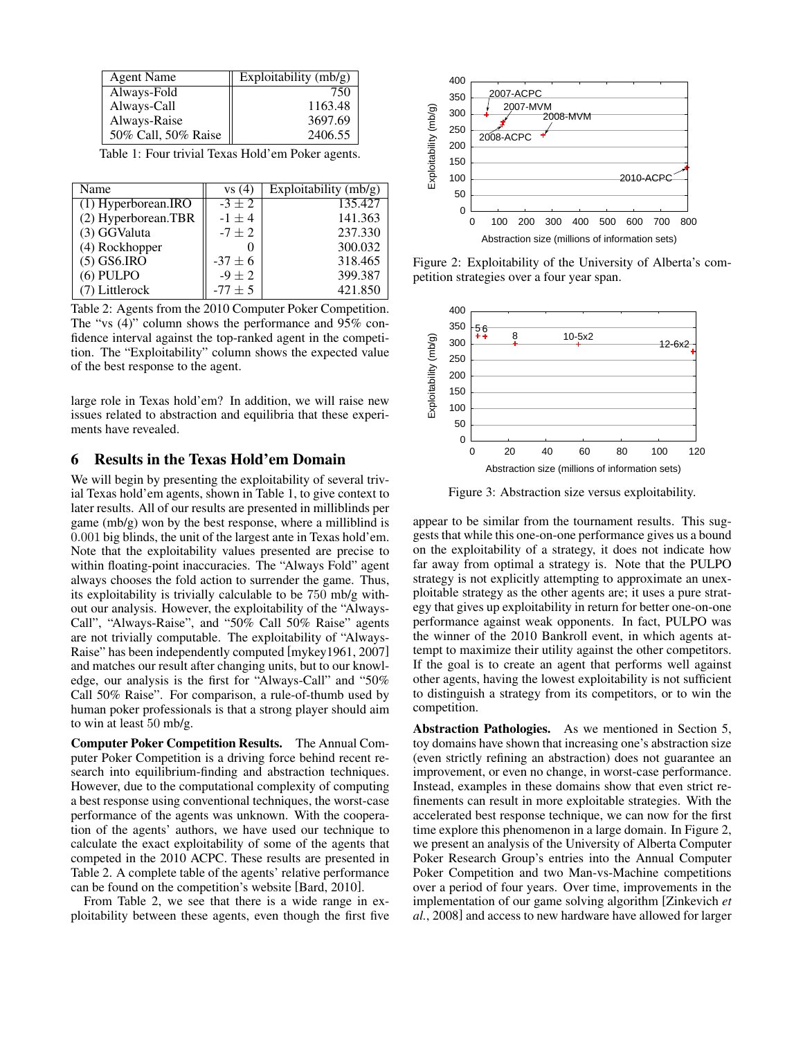| Agent Name | Exploitability (mb/g) |
|---|---|
| Always-Fold | 750 |
| Always-Call | 1163.48 |
| Always-Raise | 3697.69 |
| 50% Call, 50% Raise | 2406.55 |

Table 1: Four trivial Texas Hold'em Poker agents.

| Name | vs (4) | Exploitability (mb/g) |
|---|---|---|
| (1) Hyperborean.IRO | -3 ± 2 | 135.427 |
| (2) Hyperborean.TBR | -1 ± 4 | 141.363 |
| (3) GGValuta | -7 ± 2 | 237.330 |
| (4) Rockhopper | 0 | 300.032 |
| (5) GS6.IRO | -37 ± 6 | 318.465 |
| (6) PULPO | -9 ± 2 | 399.387 |
| (7) Littlerock | -77 ± 5 | 421.850 |

Table 2: Agents from the 2010 Computer Poker Competition. The "vs (4)" column shows the performance and 95% confidence interval against the top-ranked agent in the competition. The "Exploitability" column shows the expected value of the best response to the agent.

large role in Texas hold'em? In addition, we will raise new issues related to abstraction and equilibria that these experiments have revealed.

## 6 Results in the Texas Hold'em Domain

We will begin by presenting the exploitability of several trivial Texas hold'em agents, shown in Table 1, to give context to later results. All of our results are presented in milliblinds per game (mb/g) won by the best response, where a milliblind is 0.001 big blinds, the unit of the largest ante in Texas hold'em. Note that the exploitability values presented are precise to within floating-point inaccuracies. The "Always Fold" agent always chooses the fold action to surrender the game. Thus, its exploitability is trivially calculable to be 750 mb/g without our analysis. However, the exploitability of the "Always-Call", "Always-Raise", and "50% Call 50% Raise" agents are not trivially computable. The exploitability of "Always-Raise" has been independently computed [mykey1961, 2007] and matches our result after changing units, but to our knowledge, our analysis is the first for "Always-Call" and "50% Call 50% Raise". For comparison, a rule-of-thumb used by human poker professionals is that a strong player should aim to win at least 50 mb/g.

**Computer Poker Competition Results.** The Annual Computer Poker Competition is a driving force behind recent research into equilibrium-finding and abstraction techniques. However, due to the computational complexity of computing a best response using conventional techniques, the worst-case performance of the agents was unknown. With the cooperation of the agents' authors, we have used our technique to calculate the exact exploitability of some of the agents that competed in the 2010 ACPC. These results are presented in Table 2. A complete table of the agents' relative performance can be found on the competition's website [Bard, 2010].

From Table 2, we see that there is a wide range in exploitability between these agents, even though the first five

Exploitability (mb/g)
400
350
300
250
200
150
100
50
0
0 100 200 300 400 500 600 700 800
Abstraction size (millions of information sets)
2007-ACPC
2007-MVM
2008-MVM
2008-ACPC
2010-ACPC

Figure 2: Exploitability of the University of Alberta's competition strategies over a four year span.

Exploitability (mb/g)
400
350
300
250
200
150
100
50
0
0 20 40 60 80 100 120
Abstraction size (millions of information sets)
5 6
8
10-5x2
12-6x2

Figure 3: Abstraction size versus exploitability.

appear to be similar from the tournament results. This suggests that while this one-on-one performance gives us a bound on the exploitability of a strategy, it does not indicate how far away from optimal a strategy is. Note that the PULPO strategy is not explicitly attempting to approximate an unexploitable strategy as the other agents are; it uses a pure strategy that gives up exploitability in return for better one-on-one performance against weak opponents. In fact, PULPO was the winner of the 2010 Bankroll event, in which agents attempt to maximize their utility against the other competitors. If the goal is to create an agent that performs well against other agents, having the lowest exploitability is not sufficient to distinguish a strategy from its competitors, or to win the competition.

**Abstraction Pathologies.** As we mentioned in Section 5, toy domains have shown that increasing one's abstraction size (even strictly refining an abstraction) does not guarantee an improvement, or even no change, in worst-case performance. Instead, examples in these domains show that even strict refinements can result in more exploitable strategies. With the accelerated best response technique, we can now for the first time explore this phenomenon in a large domain. In Figure 2, we present an analysis of the University of Alberta Computer Poker Research Group's entries into the Annual Computer Poker Competition and two Man-vs-Machine competitions over a period of four years. Over time, improvements in the implementation of our game solving algorithm [Zinkevich *et al.*, 2008] and access to new hardware have allowed for larger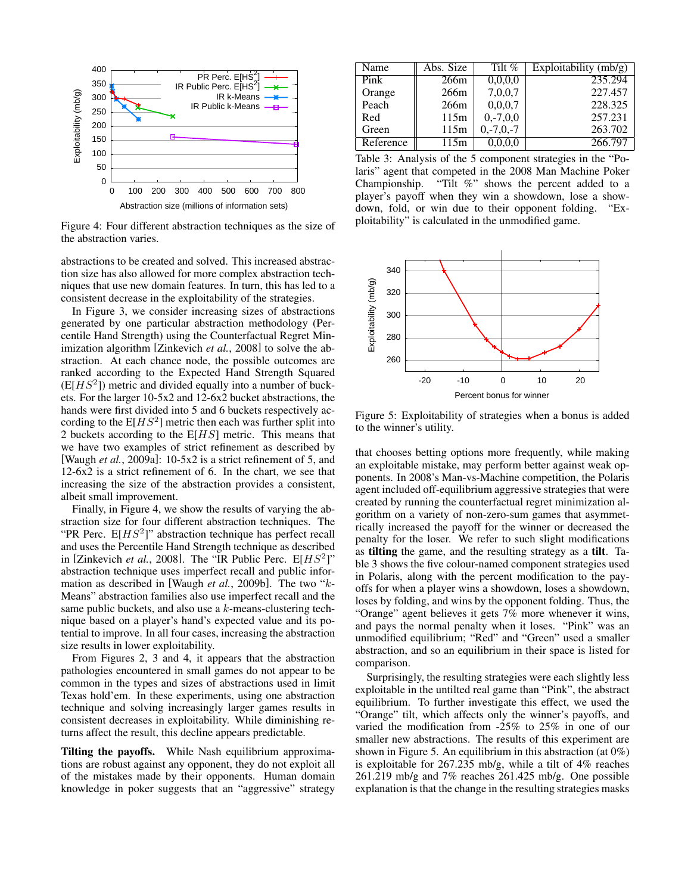400
350
300
250
200
150
100
50
0

Exploitability (mb/g)

0 100 200 300 400 500 600 700 800

Abstraction size (millions of information sets)

PR Perc. E[HS$^2$]
IR Public Perc. E[HS$^2$]
IR k-Means
IR Public k-Means

Figure 4: Four different abstraction techniques as the size of the abstraction varies.

abstractions to be created and solved. This increased abstraction size has also allowed for more complex abstraction techniques that use new domain features. In turn, this has led to a consistent decrease in the exploitability of the strategies.

In Figure 3, we consider increasing sizes of abstractions generated by one particular abstraction methodology (Percentile Hand Strength) using the Counterfactual Regret Minimization algorithm [Zinkevich *et al.*, 2008] to solve the abstraction. At each chance node, the possible outcomes are ranked according to the Expected Hand Strength Squared (E[$HS^2$]) metric and divided equally into a number of buckets. For the larger 10-5x2 and 12-6x2 bucket abstractions, the hands were first divided into 5 and 6 buckets respectively according to the E[$HS^2$] metric then each was further split into 2 buckets according to the E[$HS$] metric. This means that we have two examples of strict refinement as described by [Waugh *et al.*, 2009a]: 10-5x2 is a strict refinement of 5, and 12-6x2 is a strict refinement of 6. In the chart, we see that increasing the size of the abstraction provides a consistent, albeit small improvement.

Finally, in Figure 4, we show the results of varying the abstraction size for four different abstraction techniques. The "PR Perc. E[$HS^2$]" abstraction technique has perfect recall and uses the Percentile Hand Strength technique as described in [Zinkevich *et al.*, 2008]. The "IR Public Perc. E[$HS^2$]" abstraction technique uses imperfect recall and public information as described in [Waugh *et al.*, 2009b]. The two "$k$-Means" abstraction families also use imperfect recall and the same public buckets, and also use a $k$-means-clustering technique based on a player's hand's expected value and its potential to improve. In all four cases, increasing the abstraction size results in lower exploitability.

From Figures 2, 3 and 4, it appears that the abstraction pathologies encountered in small games do not appear to be common in the types and sizes of abstractions used in limit Texas hold'em. In these experiments, using one abstraction technique and solving increasingly larger games results in consistent decreases in exploitability. While diminishing returns affect the result, this decline appears predictable.

**Tilting the payoffs.** While Nash equilibrium approximations are robust against any opponent, they do not exploit all of the mistakes made by their opponents. Human domain knowledge in poker suggests that an "aggressive" strategy that chooses betting options more frequently, while making an exploitable mistake, may perform better against weak opponents. In 2008's Man-vs-Machine competition, the Polaris agent included off-equilibrium aggressive strategies that were created by running the counterfactual regret minimization algorithm on a variety of non-zero-sum games that asymmetrically increased the payoff for the winner or decreased the penalty for the loser. We refer to such slight modifications as **tilting** the game, and the resulting strategy as a **tilt**. Table 3 shows the five colour-named component strategies used in Polaris, along with the percent modification to the payoffs for when a player wins a showdown, loses a showdown, loses by folding, and wins by the opponent folding. Thus, the "Orange" agent believes it gets 7% more whenever it wins, and pays the normal penalty when it loses. "Pink" was an unmodified equilibrium; "Red" and "Green" used a smaller abstraction, and so an equilibrium in their space is listed for comparison.

| Name | Abs. Size | Tilt % | Exploitability (mb/g) |
|---|---|---|---|
| Pink | 266m | 0,0,0,0 | 235.294 |
| Orange | 266m | 7,0,0,7 | 227.457 |
| Peach | 266m | 0,0,0,7 | 228.325 |
| Red | 115m | 0,-7,0,0 | 257.231 |
| Green | 115m | 0,-7,0,-7 | 263.702 |
| Reference | 115m | 0,0,0,0 | 266.797 |

Table 3: Analysis of the 5 component strategies in the "Polaris" agent that competed in the 2008 Man Machine Poker Championship. "Tilt %" shows the percent added to a player's payoff when they win a showdown, lose a showdown, fold, or win due to their opponent folding. "Exploitability" is calculated in the unmodified game.

340
320
300
280
260

Exploitability (mb/g)

-20 -10 0 10 20

Percent bonus for winner

Figure 5: Exploitability of strategies when a bonus is added to the winner's utility.

Surprisingly, the resulting strategies were each slightly less exploitable in the untilted real game than "Pink", the abstract equilibrium. To further investigate this effect, we used the "Orange" tilt, which affects only the winner's payoffs, and varied the modification from -25% to 25% in one of our smaller new abstractions. The results of this experiment are shown in Figure 5. An equilibrium in this abstraction (at 0%) is exploitable for 267.235 mb/g, while a tilt of 4% reaches 261.219 mb/g and 7% reaches 261.425 mb/g. One possible explanation is that the change in the resulting strategies masks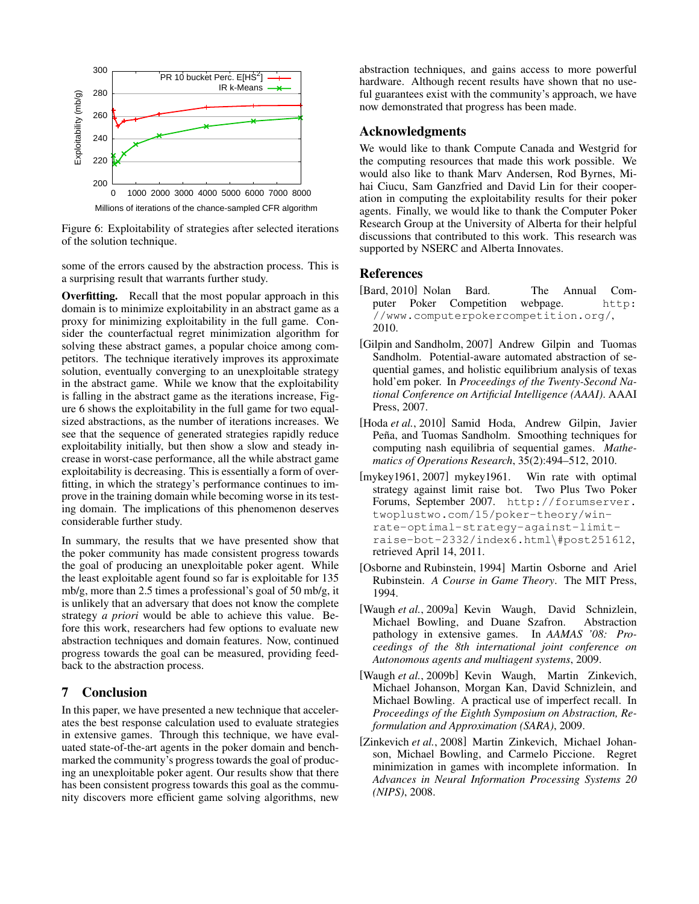300
280
260
240
220
200

Exploitability (mb/g)

0 1000 2000 3000 4000 5000 6000 7000 8000

Millions of iterations of the chance-sampled CFR algorithm

PR 10 bucket Perc. E[HS$^2$]
IR k-Means

Figure 6: Exploitability of strategies after selected iterations of the solution technique.

some of the errors caused by the abstraction process. This is a surprising result that warrants further study.

**Overfitting.** Recall that the most popular approach in this domain is to minimize exploitability in an abstract game as a proxy for minimizing exploitability in the full game. Consider the counterfactual regret minimization algorithm for solving these abstract games, a popular choice among competitors. The technique iteratively improves its approximate solution, eventually converging to an unexploitable strategy in the abstract game. While we know that the exploitability is falling in the abstract game as the iterations increase, Figure 6 shows the exploitability in the full game for two equal-sized abstractions, as the number of iterations increases. We see that the sequence of generated strategies rapidly reduce exploitability initially, but then show a slow and steady increase in worst-case performance, all the while abstract game exploitability is decreasing. This is essentially a form of overfitting, in which the strategy's performance continues to improve in the training domain while becoming worse in its testing domain. The implications of this phenomenon deserves considerable further study.

In summary, the results that we have presented show that the poker community has made consistent progress towards the goal of producing an unexploitable poker agent. While the least exploitable agent found so far is exploitable for 135 mb/g, more than 2.5 times a professional's goal of 50 mb/g, it is unlikely that an adversary that does not know the complete strategy *a priori* would be able to achieve this value. Before this work, researchers had few options to evaluate new abstraction techniques and domain features. Now, continued progress towards the goal can be measured, providing feedback to the abstraction process.

## 7 Conclusion

In this paper, we have presented a new technique that accelerates the best response calculation used to evaluate strategies in extensive games. Through this technique, we have evaluated state-of-the-art agents in the poker domain and benchmarked the community's progress towards the goal of producing an unexploitable poker agent. Our results show that there has been consistent progress towards this goal as the community discovers more efficient game solving algorithms, new abstraction techniques, and gains access to more powerful hardware. Although recent results have shown that no useful guarantees exist with the community's approach, we have now demonstrated that progress has been made.

## Acknowledgments

We would like to thank Compute Canada and Westgrid for the computing resources that made this work possible. We would also like to thank Marv Andersen, Rod Byrnes, Mihai Ciucu, Sam Ganzfried and David Lin for their cooperation in computing the exploitability results for their poker agents. Finally, we would like to thank the Computer Poker Research Group at the University of Alberta for their helpful discussions that contributed to this work. This research was supported by NSERC and Alberta Innovates.

## References

[Bard, 2010] Nolan Bard. The Annual Computer Poker Competition webpage. http://www.computerpokercompetition.org/, 2010.

[Gilpin and Sandholm, 2007] Andrew Gilpin and Tuomas Sandholm. Potential-aware automated abstraction of sequential games, and holistic equilibrium analysis of texas hold'em poker. In *Proceedings of the Twenty-Second National Conference on Artificial Intelligence (AAAI)*. AAAI Press, 2007.

[Hoda *et al.*, 2010] Samid Hoda, Andrew Gilpin, Javier Peña, and Tuomas Sandholm. Smoothing techniques for computing nash equilibria of sequential games. *Mathematics of Operations Research*, 35(2):494–512, 2010.

[mykey1961, 2007] mykey1961. Win rate with optimal strategy against limit raise bot. Two Plus Two Poker Forums, September 2007. http://forumserver.twoplustwo.com/15/poker-theory/win-rate-optimal-strategy-against-limit-raise-bot-2332/index6.html\#post251612, retrieved April 14, 2011.

[Osborne and Rubinstein, 1994] Martin Osborne and Ariel Rubinstein. *A Course in Game Theory*. The MIT Press, 1994.

[Waugh *et al.*, 2009a] Kevin Waugh, David Schnizlein, Michael Bowling, and Duane Szafron. Abstraction pathology in extensive games. In *AAMAS '08: Proceedings of the 8th international joint conference on Autonomous agents and multiagent systems*, 2009.

[Waugh *et al.*, 2009b] Kevin Waugh, Martin Zinkevich, Michael Johanson, Morgan Kan, David Schnizlein, and Michael Bowling. A practical use of imperfect recall. In *Proceedings of the Eighth Symposium on Abstraction, Reformulation and Approximation (SARA)*, 2009.

[Zinkevich *et al.*, 2008] Martin Zinkevich, Michael Johanson, Michael Bowling, and Carmelo Piccione. Regret minimization in games with incomplete information. In *Advances in Neural Information Processing Systems 20 (NIPS)*, 2008.